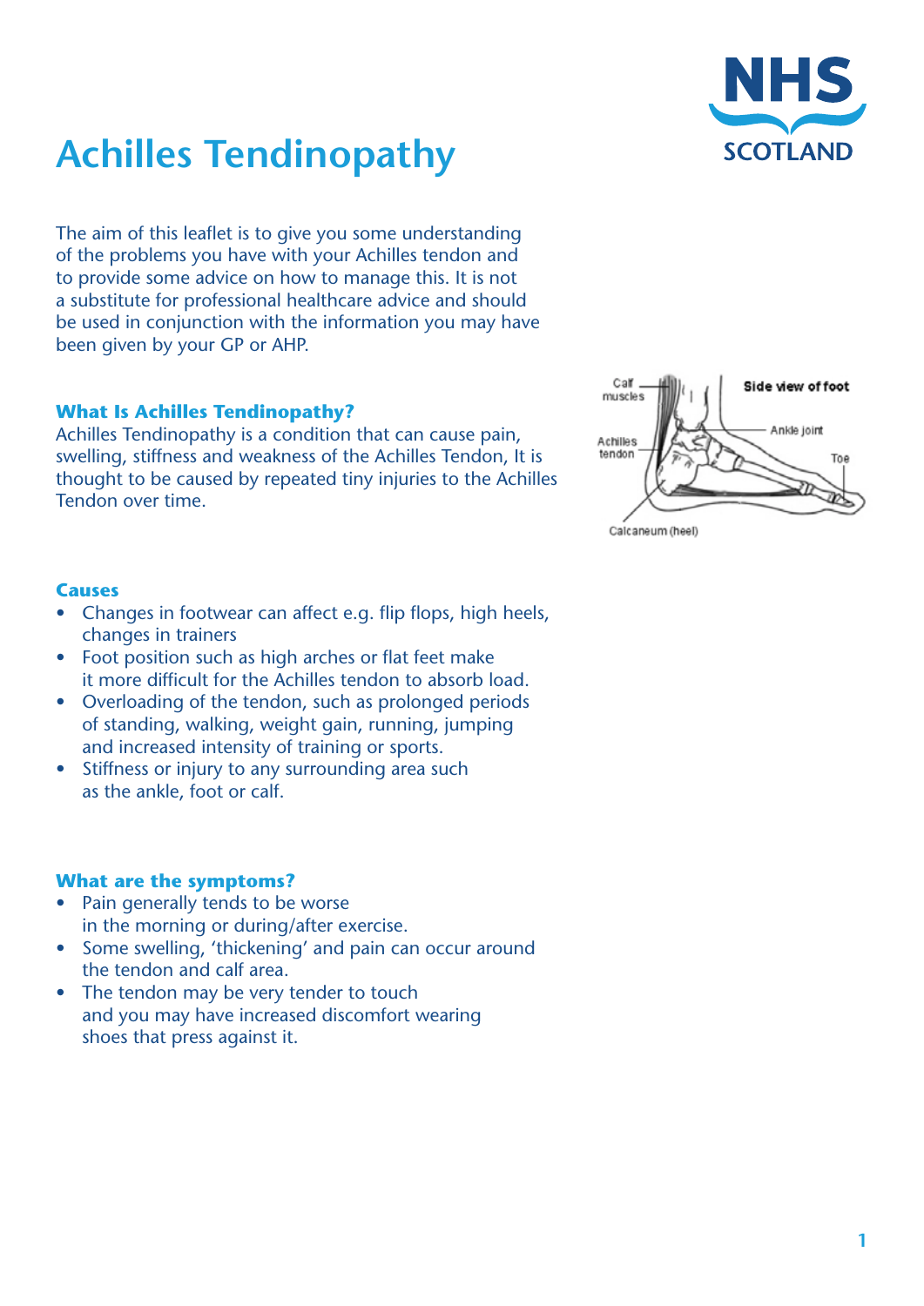# Achilles Tendinopathy

The aim of this leaflet is to give you some understanding of the problems you have with your Achilles tendon and to provide some advice on how to manage this. It is not a substitute for professional healthcare advice and should be used in conjunction with the information you may have been given by your GP or AHP.

### What Is Achilles Tendinopathy?

Achilles Tendinopathy is a condition that can cause pain, swelling, stiffness and weakness of the Achilles Tendon, It is thought to be caused by repeated tiny injuries to the Achilles Tendon over time.

### Causes

- Changes in footwear can affect e.g. flip flops, high heels, changes in trainers
- Foot position such as high arches or flat feet make it more difficult for the Achilles tendon to absorb load.
- Overloading of the tendon, such as prolonged periods of standing, walking, weight gain, running, jumping and increased intensity of training or sports.
- Stiffness or injury to any surrounding area such as the ankle, foot or calf.

### What are the symptoms?

- Pain generally tends to be worse in the morning or during/after exercise.
- Some swelling, 'thickening' and pain can occur around the tendon and calf area.
- The tendon may be very tender to touch and you may have increased discomfort wearing shoes that press against it.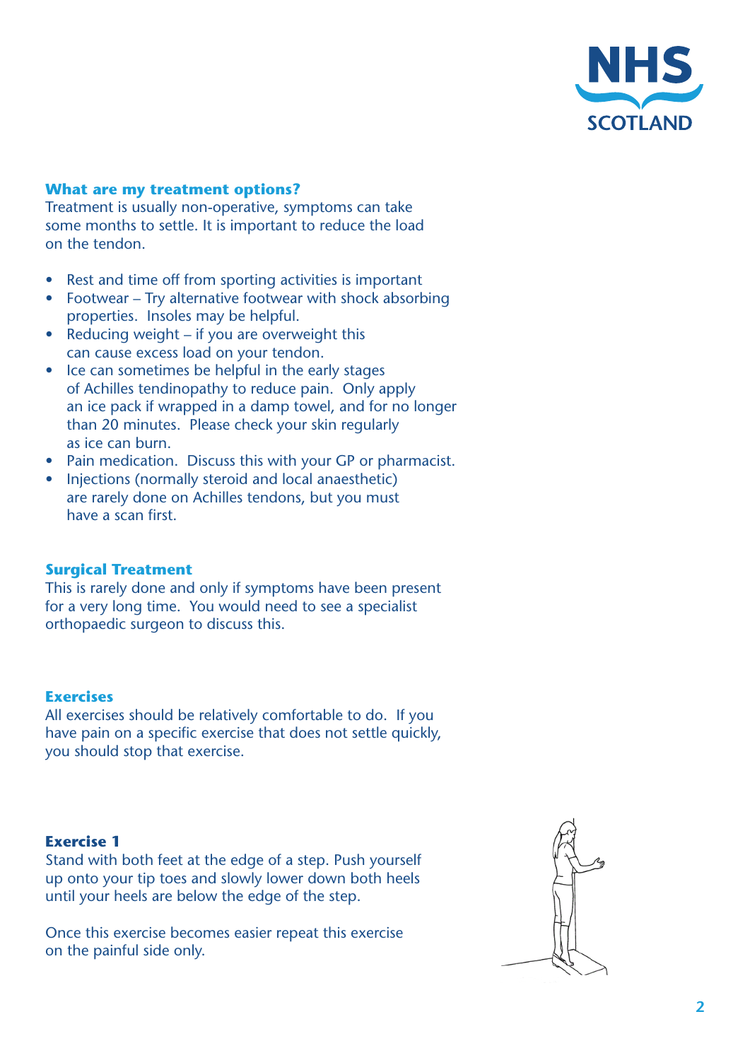## What are my treatment options?

Treatment is usually non-operative, symptoms can take some months to settle. It is important to reduce the load on the tendon.

- Rest and time off from sporting activities is important
- Footwear – Try alternative footwear with shock absorbing properties. Insoles may be helpful.
- Reducing weight – if you are overweight this can cause excess load on your tendon.
- Ice can sometimes be helpful in the early stages of Achilles tendinopathy to reduce pain. Only apply an ice pack if wrapped in a damp towel, and for no longer than 20 minutes. Please check your skin regularly as ice can burn.
- Pain medication. Discuss this with your GP or pharmacist.
- Injections (normally steroid and local anaesthetic) are rarely done on Achilles tendons, but you must have a scan first.

## Surgical Treatment

This is rarely done and only if symptoms have been present for a very long time. You would need to see a specialist orthopaedic surgeon to discuss this.

## Exercises

All exercises should be relatively comfortable to do. If you have pain on a specific exercise that does not settle quickly, you should stop that exercise.

### Exercise 1

Stand with both feet at the edge of a step. Push yourself up onto your tip toes and slowly lower down both heels until your heels are below the edge of the step.

Once this exercise becomes easier repeat this exercise on the painful side only.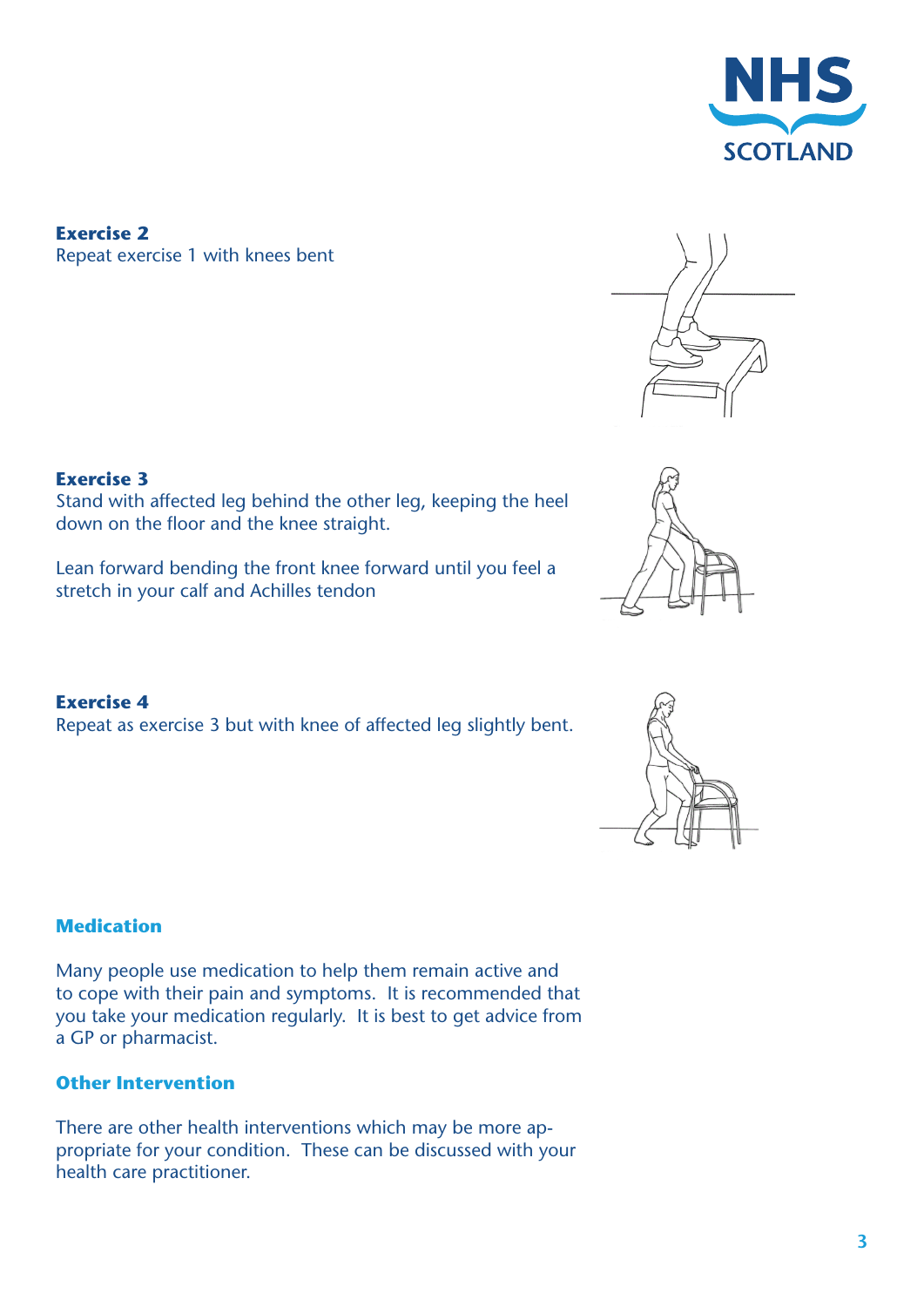**Exercise 2**
Repeat exercise 1 with knees bent

**Exercise 3**
Stand with affected leg behind the other leg, keeping the heel down on the floor and the knee straight.

Lean forward bending the front knee forward until you feel a stretch in your calf and Achilles tendon

**Exercise 4**
Repeat as exercise 3 but with knee of affected leg slightly bent.

## Medication

Many people use medication to help them remain active and to cope with their pain and symptoms. It is recommended that you take your medication regularly. It is best to get advice from a GP or pharmacist.

## Other Intervention

There are other health interventions which may be more appropriate for your condition. These can be discussed with your health care practitioner.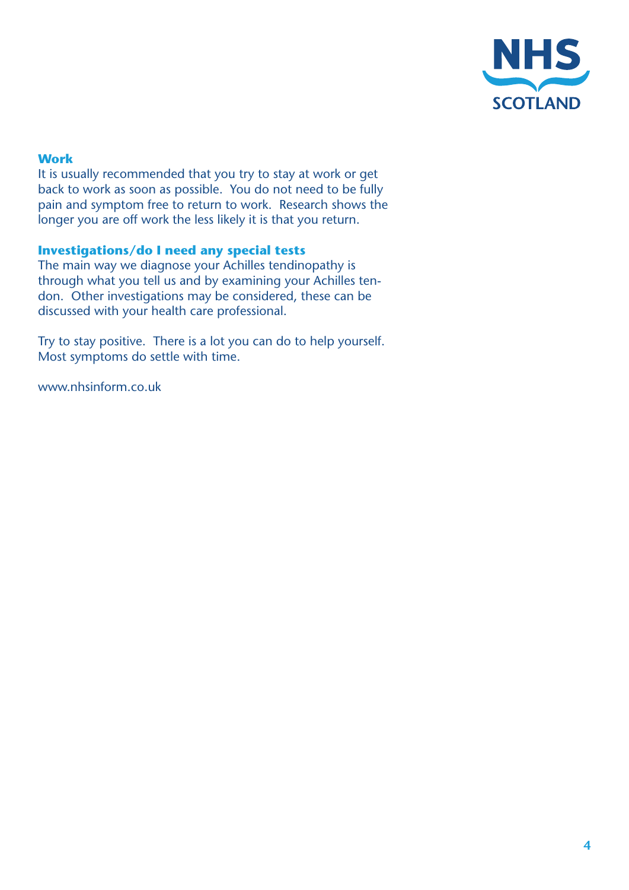## Work

It is usually recommended that you try to stay at work or get back to work as soon as possible. You do not need to be fully pain and symptom free to return to work. Research shows the longer you are off work the less likely it is that you return.

## Investigations/do I need any special tests

The main way we diagnose your Achilles tendinopathy is through what you tell us and by examining your Achilles tendon. Other investigations may be considered, these can be discussed with your health care professional.

Try to stay positive. There is a lot you can do to help yourself. Most symptoms do settle with time.

www.nhsinform.co.uk